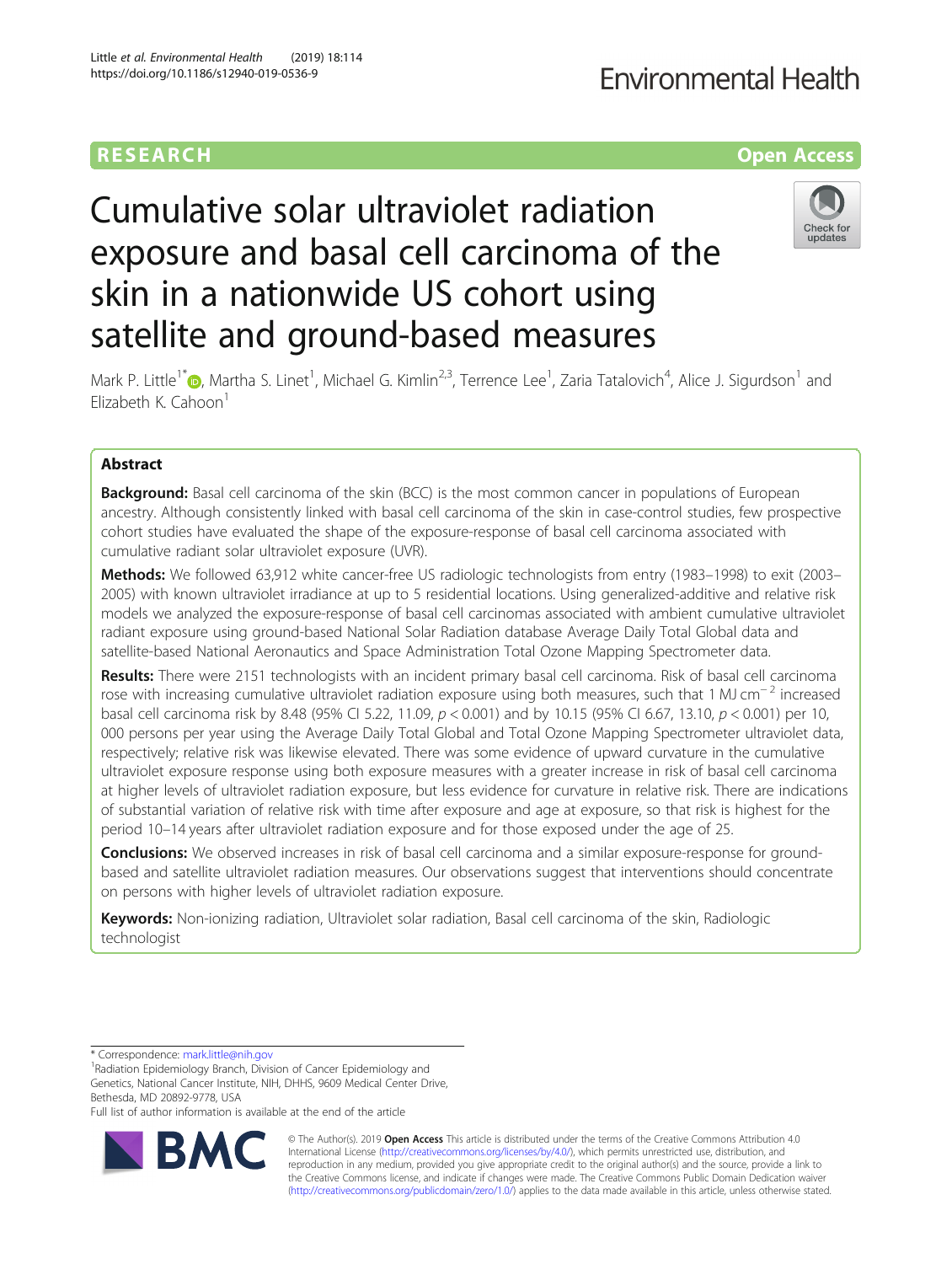RESEARCH

Open Access

# Cumulative solar ultraviolet radiation exposure and basal cell carcinoma of the skin in a nationwide US cohort using satellite and ground-based measures

Mark P. Little[1*], Martha S. Linet[1], Michael G. Kimlin[2,3], Terrence Lee[1], Zaria Tatalovich[4], Alice J. Sigurdson[1] and Elizabeth K. Cahoon[1]

## Abstract

**Background:** Basal cell carcinoma of the skin (BCC) is the most common cancer in populations of European ancestry. Although consistently linked with basal cell carcinoma of the skin in case-control studies, few prospective cohort studies have evaluated the shape of the exposure-response of basal cell carcinoma associated with cumulative radiant solar ultraviolet exposure (UVR).

**Methods:** We followed 63,912 white cancer-free US radiologic technologists from entry (1983–1998) to exit (2003–2005) with known ultraviolet irradiance at up to 5 residential locations. Using generalized-additive and relative risk models we analyzed the exposure-response of basal cell carcinomas associated with ambient cumulative ultraviolet radiant exposure using ground-based National Solar Radiation database Average Daily Total Global data and satellite-based National Aeronautics and Space Administration Total Ozone Mapping Spectrometer data.

**Results:** There were 2151 technologists with an incident primary basal cell carcinoma. Risk of basal cell carcinoma rose with increasing cumulative ultraviolet radiation exposure using both measures, such that 1 MJ $cm^{-2}$ increased basal cell carcinoma risk by 8.48 (95% CI 5.22, 11.09, $p < 0.001$) and by 10.15 (95% CI 6.67, 13.10, $p < 0.001$) per 10,000 persons per year using the Average Daily Total Global and Total Ozone Mapping Spectrometer ultraviolet data, respectively; relative risk was likewise elevated. There was some evidence of upward curvature in the cumulative ultraviolet exposure response using both exposure measures with a greater increase in risk of basal cell carcinoma at higher levels of ultraviolet radiation exposure, but less evidence for curvature in relative risk. There are indications of substantial variation of relative risk with time after exposure and age at exposure, so that risk is highest for the period 10–14 years after ultraviolet radiation exposure and for those exposed under the age of 25.

**Conclusions:** We observed increases in risk of basal cell carcinoma and a similar exposure-response for ground-based and satellite ultraviolet radiation measures. Our observations suggest that interventions should concentrate on persons with higher levels of ultraviolet radiation exposure.

**Keywords:** Non-ionizing radiation, Ultraviolet solar radiation, Basal cell carcinoma of the skin, Radiologic technologist

\* Correspondence: mark.little@nih.gov

[1]Radiation Epidemiology Branch, Division of Cancer Epidemiology and Genetics, National Cancer Institute, NIH, DHHS, 9609 Medical Center Drive, Bethesda, MD 20892-9778, USA

Full list of author information is available at the end of the article

© The Author(s). 2019 **Open Access** This article is distributed under the terms of the Creative Commons Attribution 4.0 International License (http://creativecommons.org/licenses/by/4.0/), which permits unrestricted use, distribution, and reproduction in any medium, provided you give appropriate credit to the original author(s) and the source, provide a link to the Creative Commons license, and indicate if changes were made. The Creative Commons Public Domain Dedication waiver (http://creativecommons.org/publicdomain/zero/1.0/) applies to the data made available in this article, unless otherwise stated.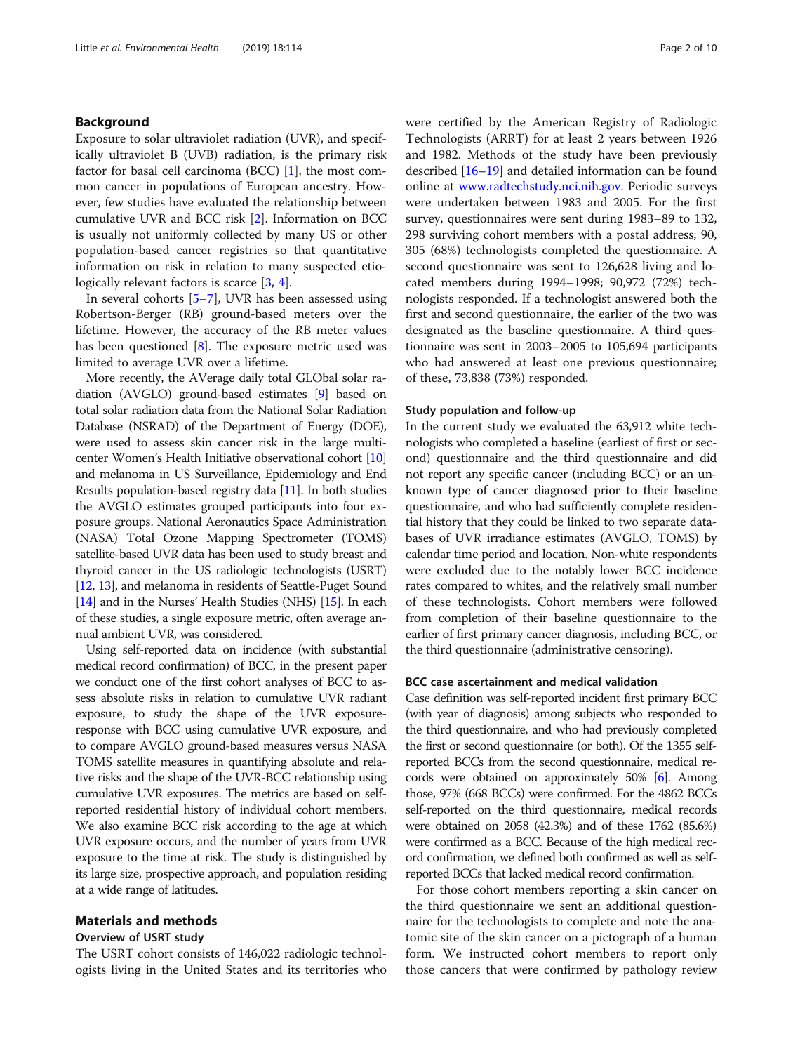## Background

Exposure to solar ultraviolet radiation (UVR), and specifically ultraviolet B (UVB) radiation, is the primary risk factor for basal cell carcinoma (BCC) [1], the most common cancer in populations of European ancestry. However, few studies have evaluated the relationship between cumulative UVR and BCC risk [2]. Information on BCC is usually not uniformly collected by many US or other population-based cancer registries so that quantitative information on risk in relation to many suspected etiologically relevant factors is scarce [3, 4].

In several cohorts [5–7], UVR has been assessed using Robertson-Berger (RB) ground-based meters over the lifetime. However, the accuracy of the RB meter values has been questioned [8]. The exposure metric used was limited to average UVR over a lifetime.

More recently, the AVerage daily total GLObal solar radiation (AVGLO) ground-based estimates [9] based on total solar radiation data from the National Solar Radiation Database (NSRAD) of the Department of Energy (DOE), were used to assess skin cancer risk in the large multicenter Women's Health Initiative observational cohort [10] and melanoma in US Surveillance, Epidemiology and End Results population-based registry data [11]. In both studies the AVGLO estimates grouped participants into four exposure groups. National Aeronautics Space Administration (NASA) Total Ozone Mapping Spectrometer (TOMS) satellite-based UVR data has been used to study breast and thyroid cancer in the US radiologic technologists (USRT) [12, 13], and melanoma in residents of Seattle-Puget Sound [14] and in the Nurses' Health Studies (NHS) [15]. In each of these studies, a single exposure metric, often average annual ambient UVR, was considered.

Using self-reported data on incidence (with substantial medical record confirmation) of BCC, in the present paper we conduct one of the first cohort analyses of BCC to assess absolute risks in relation to cumulative UVR radiant exposure, to study the shape of the UVR exposure-response with BCC using cumulative UVR exposure, and to compare AVGLO ground-based measures versus NASA TOMS satellite measures in quantifying absolute and relative risks and the shape of the UVR-BCC relationship using cumulative UVR exposures. The metrics are based on self-reported residential history of individual cohort members. We also examine BCC risk according to the age at which UVR exposure occurs, and the number of years from UVR exposure to the time at risk. The study is distinguished by its large size, prospective approach, and population residing at a wide range of latitudes.

## Materials and methods

### Overview of USRT study

The USRT cohort consists of 146,022 radiologic technologists living in the United States and its territories who were certified by the American Registry of Radiologic Technologists (ARRT) for at least 2 years between 1926 and 1982. Methods of the study have been previously described [16–19] and detailed information can be found online at www.radtechstudy.nci.nih.gov. Periodic surveys were undertaken between 1983 and 2005. For the first survey, questionnaires were sent during 1983–89 to 132, 298 surviving cohort members with a postal address; 90, 305 (68%) technologists completed the questionnaire. A second questionnaire was sent to 126,628 living and located members during 1994–1998; 90,972 (72%) technologists responded. If a technologist answered both the first and second questionnaire, the earlier of the two was designated as the baseline questionnaire. A third questionnaire was sent in 2003–2005 to 105,694 participants who had answered at least one previous questionnaire; of these, 73,838 (73%) responded.

### Study population and follow-up

In the current study we evaluated the 63,912 white technologists who completed a baseline (earliest of first or second) questionnaire and the third questionnaire and did not report any specific cancer (including BCC) or an unknown type of cancer diagnosed prior to their baseline questionnaire, and who had sufficiently complete residential history that they could be linked to two separate databases of UVR irradiance estimates (AVGLO, TOMS) by calendar time period and location. Non-white respondents were excluded due to the notably lower BCC incidence rates compared to whites, and the relatively small number of these technologists. Cohort members were followed from completion of their baseline questionnaire to the earlier of first primary cancer diagnosis, including BCC, or the third questionnaire (administrative censoring).

### BCC case ascertainment and medical validation

Case definition was self-reported incident first primary BCC (with year of diagnosis) among subjects who responded to the third questionnaire, and who had previously completed the first or second questionnaire (or both). Of the 1355 self-reported BCCs from the second questionnaire, medical records were obtained on approximately 50% [6]. Among those, 97% (668 BCCs) were confirmed. For the 4862 BCCs self-reported on the third questionnaire, medical records were obtained on 2058 (42.3%) and of these 1762 (85.6%) were confirmed as a BCC. Because of the high medical record confirmation, we defined both confirmed as well as self-reported BCCs that lacked medical record confirmation.

For those cohort members reporting a skin cancer on the third questionnaire we sent an additional questionnaire for the technologists to complete and note the anatomic site of the skin cancer on a pictograph of a human form. We instructed cohort members to report only those cancers that were confirmed by pathology review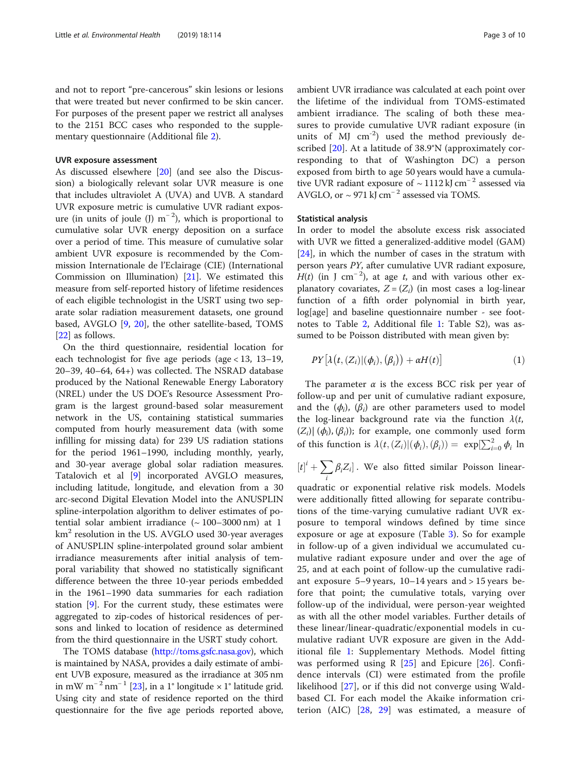and not to report "pre-cancerous" skin lesions or lesions that were treated but never confirmed to be skin cancer. For purposes of the present paper we restrict all analyses to the 2151 BCC cases who responded to the supplementary questionnaire (Additional file 2).

### UVR exposure assessment

As discussed elsewhere [20] (and see also the Discussion) a biologically relevant solar UVR measure is one that includes ultraviolet A (UVA) and UVB. A standard UVR exposure metric is cumulative UVR radiant exposure (in units of joule (J) $m^{-2}$), which is proportional to cumulative solar UVR energy deposition on a surface over a period of time. This measure of cumulative solar ambient UVR exposure is recommended by the Commission Internationale de l'Eclairage (CIE) (International Commission on Illumination) [21]. We estimated this measure from self-reported history of lifetime residences of each eligible technologist in the USRT using two separate solar radiation measurement datasets, one ground based, AVGLO [9, 20], the other satellite-based, TOMS [22] as follows.

On the third questionnaire, residential location for each technologist for five age periods (age < 13, 13–19, 20–39, 40–64, 64+) was collected. The NSRAD database produced by the National Renewable Energy Laboratory (NREL) under the US DOE's Resource Assessment Program is the largest ground-based solar measurement network in the US, containing statistical summaries computed from hourly measurement data (with some infilling for missing data) for 239 US radiation stations for the period 1961–1990, including monthly, yearly, and 30-year average global solar radiation measures. Tatalovich et al [9] incorporated AVGLO measures, including latitude, longitude, and elevation from a 30 arc-second Digital Elevation Model into the ANUSPLIN spline-interpolation algorithm to deliver estimates of potential solar ambient irradiance (~ 100–3000 nm) at 1 $km^2$ resolution in the US. AVGLO used 30-year averages of ANUSPLIN spline-interpolated ground solar ambient irradiance measurements after initial analysis of temporal variability that showed no statistically significant difference between the three 10-year periods embedded in the 1961–1990 data summaries for each radiation station [9]. For the current study, these estimates were aggregated to zip-codes of historical residences of persons and linked to location of residence as determined from the third questionnaire in the USRT study cohort.

The TOMS database (http://toms.gsfc.nasa.gov), which is maintained by NASA, provides a daily estimate of ambient UVB exposure, measured as the irradiance at 305 nm in mW $m^{-2}$ $nm^{-1}$ [23], in a 1° longitude × 1° latitude grid. Using city and state of residence reported on the third questionnaire for the five age periods reported above, ambient UVR irradiance was calculated at each point over the lifetime of the individual from TOMS-estimated ambient irradiance. The scaling of both these measures to provide cumulative UVR radiant exposure (in units of MJ $cm^{-2}$) used the method previously described [20]. At a latitude of 38.9°N (approximately corresponding to that of Washington DC) a person exposed from birth to age 50 years would have a cumulative UVR radiant exposure of ~ 1112 kJ $cm^{-2}$ assessed via AVGLO, or ~ 971 kJ $cm^{-2}$ assessed via TOMS.

### Statistical analysis

In order to model the absolute excess risk associated with UVR we fitted a generalized-additive model (GAM) [24], in which the number of cases in the stratum with person years $PY$, after cumulative UVR radiant exposure, $H(t)$ (in J $cm^{-2}$), at age $t$, and with various other explanatory covariates, $Z = (Z_i)$ (in most cases a log-linear function of a fifth order polynomial in birth year, log[age] and baseline questionnaire number - see footnotes to Table 2, Additional file 1: Table S2), was assumed to be Poisson distributed with mean given by:

$$PY\left[\lambda\left(t, (Z_i)|(\phi_i), (\beta_i)\right) + \alpha H(t)\right] \quad (1)$$

The parameter $\alpha$ is the excess BCC risk per year of follow-up and per unit of cumulative radiant exposure, and the $(\phi_i)$, $(\beta_i)$ are other parameters used to model the log-linear background rate via the function $\lambda(t, (Z_i)|(\phi_i), (\beta_i))$; for example, one commonly used form of this function is $\lambda(t, (Z_i)|(\phi_i), (\beta_i)) = \exp[\sum_{i=0}^{2} \phi_i \ln[t]^i + \sum_i \beta_i Z_i]$. We also fitted similar Poisson linear-quadratic or exponential relative risk models. Models were additionally fitted allowing for separate contributions of the time-varying cumulative radiant UVR exposure to temporal windows defined by time since exposure or age at exposure (Table 3). So for example in follow-up of a given individual we accumulated cumulative radiant exposure under and over the age of 25, and at each point of follow-up the cumulative radiant exposure 5–9 years, 10–14 years and > 15 years before that point; the cumulative totals, varying over follow-up of the individual, were person-year weighted as with all the other model variables. Further details of these linear/linear-quadratic/exponential models in cumulative radiant UVR exposure are given in the Additional file 1: Supplementary Methods. Model fitting was performed using R [25] and Epicure [26]. Confidence intervals (CI) were estimated from the profile likelihood [27], or if this did not converge using Wald-based CI. For each model the Akaike information criterion (AIC) [28, 29] was estimated, a measure of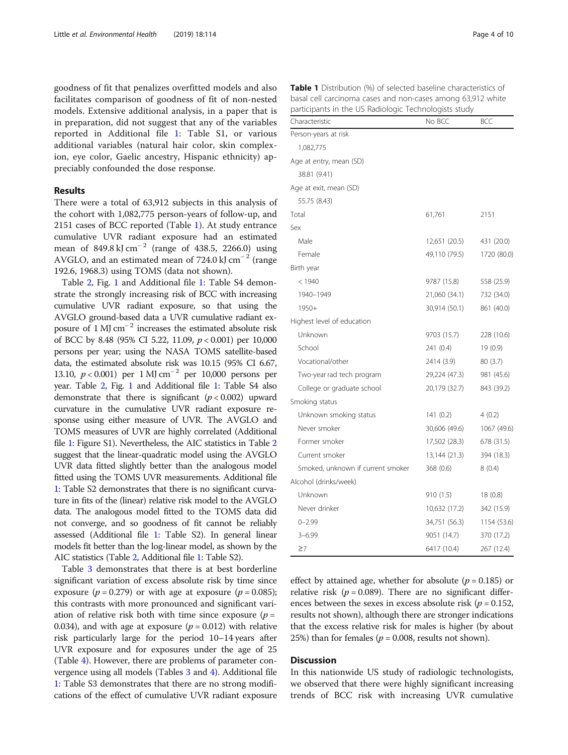goodness of fit that penalizes overfitted models and also facilitates comparison of goodness of fit of non-nested models. Extensive additional analysis, in a paper that is in preparation, did not suggest that any of the variables reported in Additional file 1: Table S1, or various additional variables (natural hair color, skin complexion, eye color, Gaelic ancestry, Hispanic ethnicity) appreciably confounded the dose response.

## Results

There were a total of 63,912 subjects in this analysis of the cohort with 1,082,775 person-years of follow-up, and 2151 cases of BCC reported (Table 1). At study entrance cumulative UVR radiant exposure had an estimated mean of 849.8 kJ cm$^{-2}$ (range of 438.5, 2266.0) using AVGLO, and an estimated mean of 724.0 kJ cm$^{-2}$ (range 192.6, 1968.3) using TOMS (data not shown).

Table 2, Fig. 1 and Additional file 1: Table S4 demonstrate the strongly increasing risk of BCC with increasing cumulative UVR radiant exposure, so that using the AVGLO ground-based data a UVR cumulative radiant exposure of 1 MJ cm$^{-2}$ increases the estimated absolute risk of BCC by 8.48 (95% CI 5.22, 11.09, $p < 0.001$) per 10,000 persons per year; using the NASA TOMS satellite-based data, the estimated absolute risk was 10.15 (95% CI 6.67, 13.10, $p < 0.001$) per 1 MJ cm$^{-2}$ per 10,000 persons per year. Table 2, Fig. 1 and Additional file 1: Table S4 also demonstrate that there is significant ($p < 0.002$) upward curvature in the cumulative UVR radiant exposure response using either measure of UVR. The AVGLO and TOMS measures of UVR are highly correlated (Additional file 1: Figure S1). Nevertheless, the AIC statistics in Table 2 suggest that the linear-quadratic model using the AVGLO UVR data fitted slightly better than the analogous model fitted using the TOMS UVR measurements. Additional file 1: Table S2 demonstrates that there is no significant curvature in fits of the (linear) relative risk model to the AVGLO data. The analogous model fitted to the TOMS data did not converge, and so goodness of fit cannot be reliably assessed (Additional file 1: Table S2). In general linear models fit better than the log-linear model, as shown by the AIC statistics (Table 2, Additional file 1: Table S2).

Table 3 demonstrates that there is at best borderline significant variation of excess absolute risk by time since exposure ($p = 0.279$) or with age at exposure ($p = 0.085$); this contrasts with more pronounced and significant variation of relative risk both with time since exposure ($p = 0.034$), and with age at exposure ($p = 0.012$) with relative risk particularly large for the period 10–14 years after UVR exposure and for exposures under the age of 25 (Table 4). However, there are problems of parameter convergence using all models (Tables 3 and 4). Additional file 1: Table S3 demonstrates that there are no strong modifications of the effect of cumulative UVR radiant exposure effect by attained age, whether for absolute ($p = 0.185$) or relative risk ($p = 0.089$). There are no significant differences between the sexes in excess absolute risk ($p = 0.152$, results not shown), although there are stronger indications that the excess relative risk for males is higher (by about 25%) than for females ($p = 0.008$, results not shown).

**Table 1** Distribution (%) of selected baseline characteristics of basal cell carcinoma cases and non-cases among 63,912 white participants in the US Radiologic Technologists study

| Characteristic | No BCC | BCC |
|---|---|---|
| Person-years at risk | | |
| 1,082,775 | | |
| Age at entry, mean (SD) | | |
| 38.81 (9.41) | | |
| Age at exit, mean (SD) | | |
| 55.75 (8.43) | | |
| Total | 61,761 | 2151 |
| Sex | | |
| Male | 12,651 (20.5) | 431 (20.0) |
| Female | 49,110 (79.5) | 1720 (80.0) |
| Birth year | | |
| < 1940 | 9787 (15.8) | 558 (25.9) |
| 1940–1949 | 21,060 (34.1) | 732 (34.0) |
| 1950+ | 30,914 (50.1) | 861 (40.0) |
| Highest level of education | | |
| Unknown | 9703 (15.7) | 228 (10.6) |
| School | 241 (0.4) | 19 (0.9) |
| Vocational/other | 2414 (3.9) | 80 (3.7) |
| Two-year rad tech program | 29,224 (47.3) | 981 (45.6) |
| College or graduate school | 20,179 (32.7) | 843 (39.2) |
| Smoking status | | |
| Unknown smoking status | 141 (0.2) | 4 (0.2) |
| Never smoker | 30,606 (49.6) | 1067 (49.6) |
| Former smoker | 17,502 (28.3) | 678 (31.5) |
| Current smoker | 13,144 (21.3) | 394 (18.3) |
| Smoked, unknown if current smoker | 368 (0.6) | 8 (0.4) |
| Alcohol (drinks/week) | | |
| Unknown | 910 (1.5) | 18 (0.8) |
| Never drinker | 10,632 (17.2) | 342 (15.9) |
| 0–2.99 | 34,751 (56.3) | 1154 (53.6) |
| 3–6.99 | 9051 (14.7) | 370 (17.2) |
| ≥7 | 6417 (10.4) | 267 (12.4) |

## Discussion

In this nationwide US study of radiologic technologists, we observed that there were highly significant increasing trends of BCC risk with increasing UVR cumulative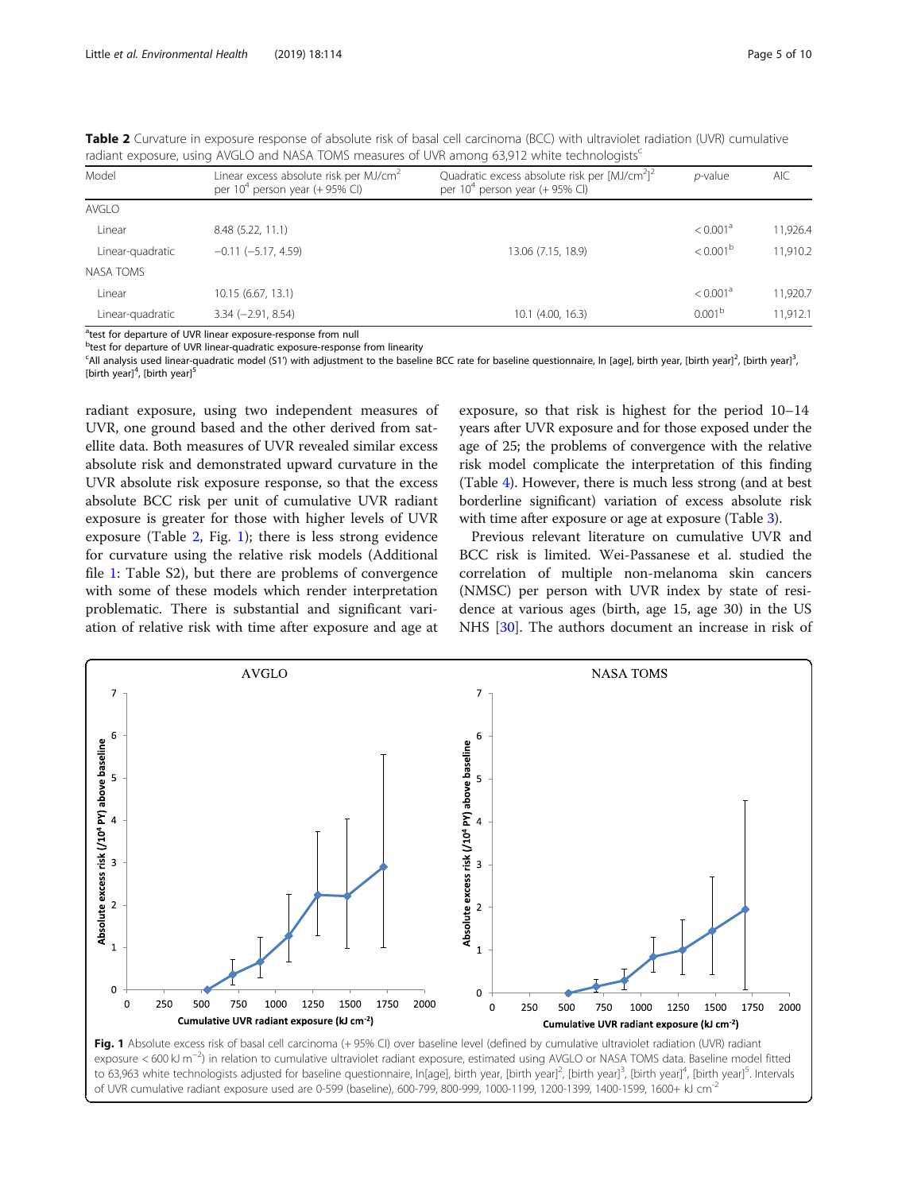**Table 2** Curvature in exposure response of absolute risk of basal cell carcinoma (BCC) with ultraviolet radiation (UVR) cumulative radiant exposure, using AVGLO and NASA TOMS measures of UVR among 63,912 white technologists[c]

| Model | Linear excess absolute risk per MJ/cm$^2$ per $10^4$ person year (+ 95% CI) | Quadratic excess absolute risk per [MJ/cm$^2$]$^2$ per $10^4$ person year (+ 95% CI) | *p*-value | AIC |
|---|---|---|---|---|
| AVGLO | | | | |
| Linear | 8.48 (5.22, 11.1) | | < 0.001[a] | 11,926.4 |
| Linear-quadratic | −0.11 (−5.17, 4.59) | 13.06 (7.15, 18.9) | < 0.001[b] | 11,910.2 |
| NASA TOMS | | | | |
| Linear | 10.15 (6.67, 13.1) | | < 0.001[a] | 11,920.7 |
| Linear-quadratic | 3.34 (−2.91, 8.54) | 10.1 (4.00, 16.3) | 0.001[b] | 11,912.1 |

[a]test for departure of UVR linear exposure-response from null
[b]test for departure of UVR linear-quadratic exposure-response from linearity
[c]All analysis used linear-quadratic model (S1') with adjustment to the baseline BCC rate for baseline questionnaire, ln [age], birth year, [birth year]$^2$, [birth year]$^3$, [birth year]$^4$, [birth year]$^5$

radiant exposure, using two independent measures of UVR, one ground based and the other derived from satellite data. Both measures of UVR revealed similar excess absolute risk and demonstrated upward curvature in the UVR absolute risk exposure response, so that the excess absolute BCC risk per unit of cumulative UVR radiant exposure is greater for those with higher levels of UVR exposure (Table 2, Fig. 1); there is less strong evidence for curvature using the relative risk models (Additional file 1: Table S2), but there are problems of convergence with some of these models which render interpretation problematic. There is substantial and significant variation of relative risk with time after exposure and age at exposure, so that risk is highest for the period 10–14 years after UVR exposure and for those exposed under the age of 25; the problems of convergence with the relative risk model complicate the interpretation of this finding (Table 4). However, there is much less strong (and at best borderline significant) variation of excess absolute risk with time after exposure or age at exposure (Table 3).

Previous relevant literature on cumulative UVR and BCC risk is limited. Wei-Passanese et al. studied the correlation of multiple non-melanoma skin cancers (NMSC) per person with UVR index by state of residence at various ages (birth, age 15, age 30) in the US NHS [30]. The authors document an increase in risk of

**Fig. 1** Absolute excess risk of basal cell carcinoma (+ 95% CI) over baseline level (defined by cumulative ultraviolet radiation (UVR) radiant exposure < 600 kJ m$^{-2}$) in relation to cumulative ultraviolet radiant exposure, estimated using AVGLO or NASA TOMS data. Baseline model fitted to 63,963 white technologists adjusted for baseline questionnaire, ln[age], birth year, [birth year]$^2$, [birth year]$^3$, [birth year]$^4$, [birth year]$^5$. Intervals of UVR cumulative radiant exposure used are 0-599 (baseline), 600-799, 800-999, 1000-1199, 1200-1399, 1400-1599, 1600+ kJ cm$^{-2}$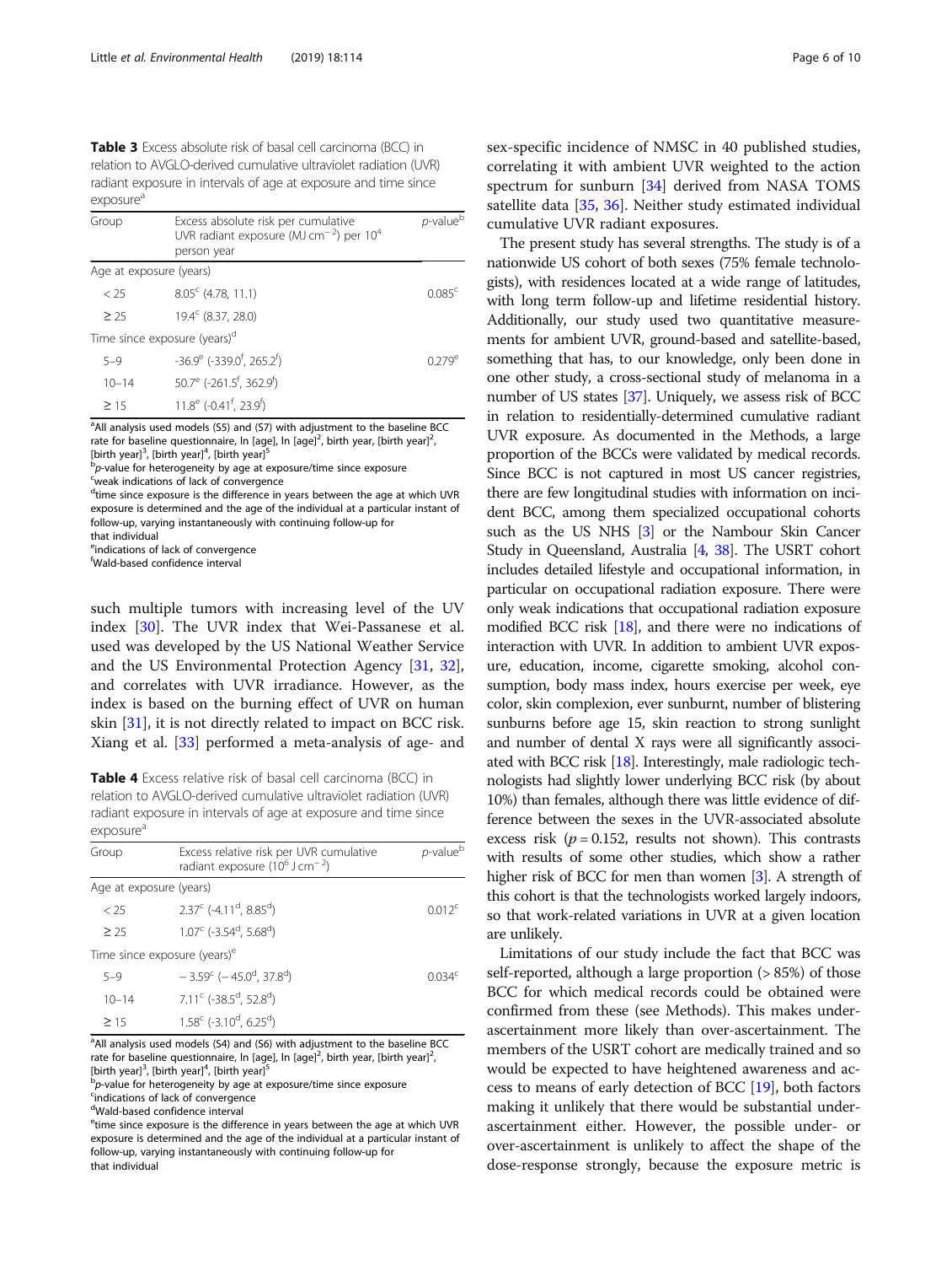**Table 3** Excess absolute risk of basal cell carcinoma (BCC) in relation to AVGLO-derived cumulative ultraviolet radiation (UVR) radiant exposure in intervals of age at exposure and time since exposure[a]

| Group | Excess absolute risk per cumulative UVR radiant exposure (MJ $cm^{-2}$) per $10^4$ person year | *p*-value[b] |
|---|---|---|
| Age at exposure (years) | | |
| < 25 | 8.05[c] (4.78, 11.1) | 0.085[c] |
| ≥ 25 | 19.4[c] (8.37, 28.0) | |
| Time since exposure (years)[d] | | |
| 5–9 | -36.9[e] (-339.0[f], 265.2[f]) | 0.279[e] |
| 10–14 | 50.7[e] (-261.5[f], 362.9[f]) | |
| ≥ 15 | 11.8[e] (-0.41[f], 23.9[f]) | |

[a]All analysis used models (S5) and (S7) with adjustment to the baseline BCC rate for baseline questionnaire, ln [age], ln [age]$^2$, birth year, [birth year]$^2$, [birth year]$^3$, [birth year]$^4$, [birth year]$^5$
[b]*p*-value for heterogeneity by age at exposure/time since exposure
[c]weak indications of lack of convergence
[d]time since exposure is the difference in years between the age at which UVR exposure is determined and the age of the individual at a particular instant of follow-up, varying instantaneously with continuing follow-up for that individual
[e]indications of lack of convergence
[f]Wald-based confidence interval

such multiple tumors with increasing level of the UV index [30]. The UVR index that Wei-Passanese et al. used was developed by the US National Weather Service and the US Environmental Protection Agency [31, 32], and correlates with UVR irradiance. However, as the index is based on the burning effect of UVR on human skin [31], it is not directly related to impact on BCC risk. Xiang et al. [33] performed a meta-analysis of age- and sex-specific incidence of NMSC in 40 published studies, correlating it with ambient UVR weighted to the action spectrum for sunburn [34] derived from NASA TOMS satellite data [35, 36]. Neither study estimated individual cumulative UVR radiant exposures.

**Table 4** Excess relative risk of basal cell carcinoma (BCC) in relation to AVGLO-derived cumulative ultraviolet radiation (UVR) radiant exposure in intervals of age at exposure and time since exposure[a]

| Group | Excess relative risk per UVR cumulative radiant exposure ($10^6$ J $cm^{-2}$) | *p*-value[b] |
|---|---|---|
| Age at exposure (years) | | |
| < 25 | 2.37[c] (-4.11[d], 8.85[d]) | 0.012[c] |
| ≥ 25 | 1.07[c] (-3.54[d], 5.68[d]) | |
| Time since exposure (years)[e] | | |
| 5–9 | − 3.59[c] (− 45.0[d], 37.8[d]) | 0.034[c] |
| 10–14 | 7.11[c] (-38.5[d], 52.8[d]) | |
| ≥ 15 | 1.58[c] (-3.10[d], 6.25[d]) | |

[a]All analysis used models (S4) and (S6) with adjustment to the baseline BCC rate for baseline questionnaire, ln [age], ln [age]$^2$, birth year, [birth year]$^2$, [birth year]$^3$, [birth year]$^4$, [birth year]$^5$
[b]*p*-value for heterogeneity by age at exposure/time since exposure
[c]indications of lack of convergence
[d]Wald-based confidence interval
[e]time since exposure is the difference in years between the age at which UVR exposure is determined and the age of the individual at a particular instant of follow-up, varying instantaneously with continuing follow-up for that individual

The present study has several strengths. The study is of a nationwide US cohort of both sexes (75% female technologists), with residences located at a wide range of latitudes, with long term follow-up and lifetime residential history. Additionally, our study used two quantitative measurements for ambient UVR, ground-based and satellite-based, something that has, to our knowledge, only been done in one other study, a cross-sectional study of melanoma in a number of US states [37]. Uniquely, we assess risk of BCC in relation to residentially-determined cumulative radiant UVR exposure. As documented in the Methods, a large proportion of the BCCs were validated by medical records. Since BCC is not captured in most US cancer registries, there are few longitudinal studies with information on incident BCC, among them specialized occupational cohorts such as the US NHS [3] or the Nambour Skin Cancer Study in Queensland, Australia [4, 38]. The USRT cohort includes detailed lifestyle and occupational information, in particular on occupational radiation exposure. There were only weak indications that occupational radiation exposure modified BCC risk [18], and there were no indications of interaction with UVR. In addition to ambient UVR exposure, education, income, cigarette smoking, alcohol consumption, body mass index, hours exercise per week, eye color, skin complexion, ever sunburnt, number of blistering sunburns before age 15, skin reaction to strong sunlight and number of dental X rays were all significantly associated with BCC risk [18]. Interestingly, male radiologic technologists had slightly lower underlying BCC risk (by about 10%) than females, although there was little evidence of difference between the sexes in the UVR-associated absolute excess risk ($p = 0.152$, results not shown). This contrasts with results of some other studies, which show a rather higher risk of BCC for men than women [3]. A strength of this cohort is that the technologists worked largely indoors, so that work-related variations in UVR at a given location are unlikely.

Limitations of our study include the fact that BCC was self-reported, although a large proportion (> 85%) of those BCC for which medical records could be obtained were confirmed from these (see Methods). This makes under-ascertainment more likely than over-ascertainment. The members of the USRT cohort are medically trained and so would be expected to have heightened awareness and access to means of early detection of BCC [19], both factors making it unlikely that there would be substantial under-ascertainment either. However, the possible under- or over-ascertainment is unlikely to affect the shape of the dose-response strongly, because the exposure metric is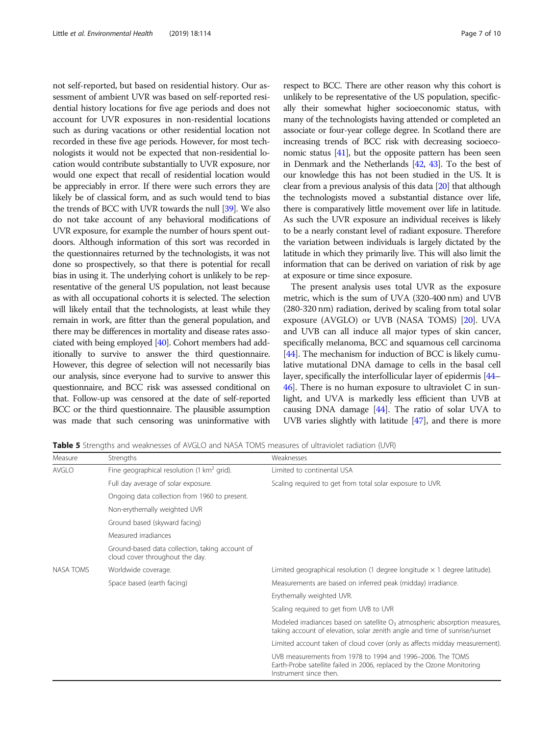not self-reported, but based on residential history. Our assessment of ambient UVR was based on self-reported residential history locations for five age periods and does not account for UVR exposures in non-residential locations such as during vacations or other residential location not recorded in these five age periods. However, for most technologists it would not be expected that non-residential location would contribute substantially to UVR exposure, nor would one expect that recall of residential location would be appreciably in error. If there were such errors they are likely be of classical form, and as such would tend to bias the trends of BCC with UVR towards the null [39]. We also do not take account of any behavioral modifications of UVR exposure, for example the number of hours spent outdoors. Although information of this sort was recorded in the questionnaires returned by the technologists, it was not done so prospectively, so that there is potential for recall bias in using it. The underlying cohort is unlikely to be representative of the general US population, not least because as with all occupational cohorts it is selected. The selection will likely entail that the technologists, at least while they remain in work, are fitter than the general population, and there may be differences in mortality and disease rates associated with being employed [40]. Cohort members had additionally to survive to answer the third questionnaire. However, this degree of selection will not necessarily bias our analysis, since everyone had to survive to answer this questionnaire, and BCC risk was assessed conditional on that. Follow-up was censored at the date of self-reported BCC or the third questionnaire. The plausible assumption was made that such censoring was uninformative with respect to BCC. There are other reason why this cohort is unlikely to be representative of the US population, specifically their somewhat higher socioeconomic status, with many of the technologists having attended or completed an associate or four-year college degree. In Scotland there are increasing trends of BCC risk with decreasing socioeconomic status [41], but the opposite pattern has been seen in Denmark and the Netherlands [42, 43]. To the best of our knowledge this has not been studied in the US. It is clear from a previous analysis of this data [20] that although the technologists moved a substantial distance over life, there is comparatively little movement over life in latitude. As such the UVR exposure an individual receives is likely to be a nearly constant level of radiant exposure. Therefore the variation between individuals is largely dictated by the latitude in which they primarily live. This will also limit the information that can be derived on variation of risk by age at exposure or time since exposure.

The present analysis uses total UVR as the exposure metric, which is the sum of UVA (320-400 nm) and UVB (280-320 nm) radiation, derived by scaling from total solar exposure (AVGLO) or UVB (NASA TOMS) [20]. UVA and UVB can all induce all major types of skin cancer, specifically melanoma, BCC and squamous cell carcinoma [44]. The mechanism for induction of BCC is likely cumulative mutational DNA damage to cells in the basal cell layer, specifically the interfollicular layer of epidermis [44–46]. There is no human exposure to ultraviolet C in sunlight, and UVA is markedly less efficient than UVB at causing DNA damage [44]. The ratio of solar UVA to UVB varies slightly with latitude [47], and there is more

**Table 5** Strengths and weaknesses of AVGLO and NASA TOMS measures of ultraviolet radiation (UVR)

| Measure | Strengths | Weaknesses |
|---|---|---|
| AVGLO | Fine geographical resolution (1 km$^2$ grid). | Limited to continental USA |
| | Full day average of solar exposure. | Scaling required to get from total solar exposure to UVR. |
| | Ongoing data collection from 1960 to present. | |
| | Non-erythemally weighted UVR | |
| | Ground based (skyward facing) | |
| | Measured irradiances | |
| | Ground-based data collection, taking account of cloud cover throughout the day. | |
| NASA TOMS | Worldwide coverage. | Limited geographical resolution (1 degree longitude × 1 degree latitude). |
| | Space based (earth facing) | Measurements are based on inferred peak (midday) irradiance. |
| | | Erythemally weighted UVR. |
| | | Scaling required to get from UVB to UVR |
| | | Modeled irradiances based on satellite $O_3$ atmospheric absorption measures, taking account of elevation, solar zenith angle and time of sunrise/sunset |
| | | Limited account taken of cloud cover (only as affects midday measurement). |
| | | UVB measurements from 1978 to 1994 and 1996–2006. The TOMS Earth-Probe satellite failed in 2006, replaced by the Ozone Monitoring Instrument since then. |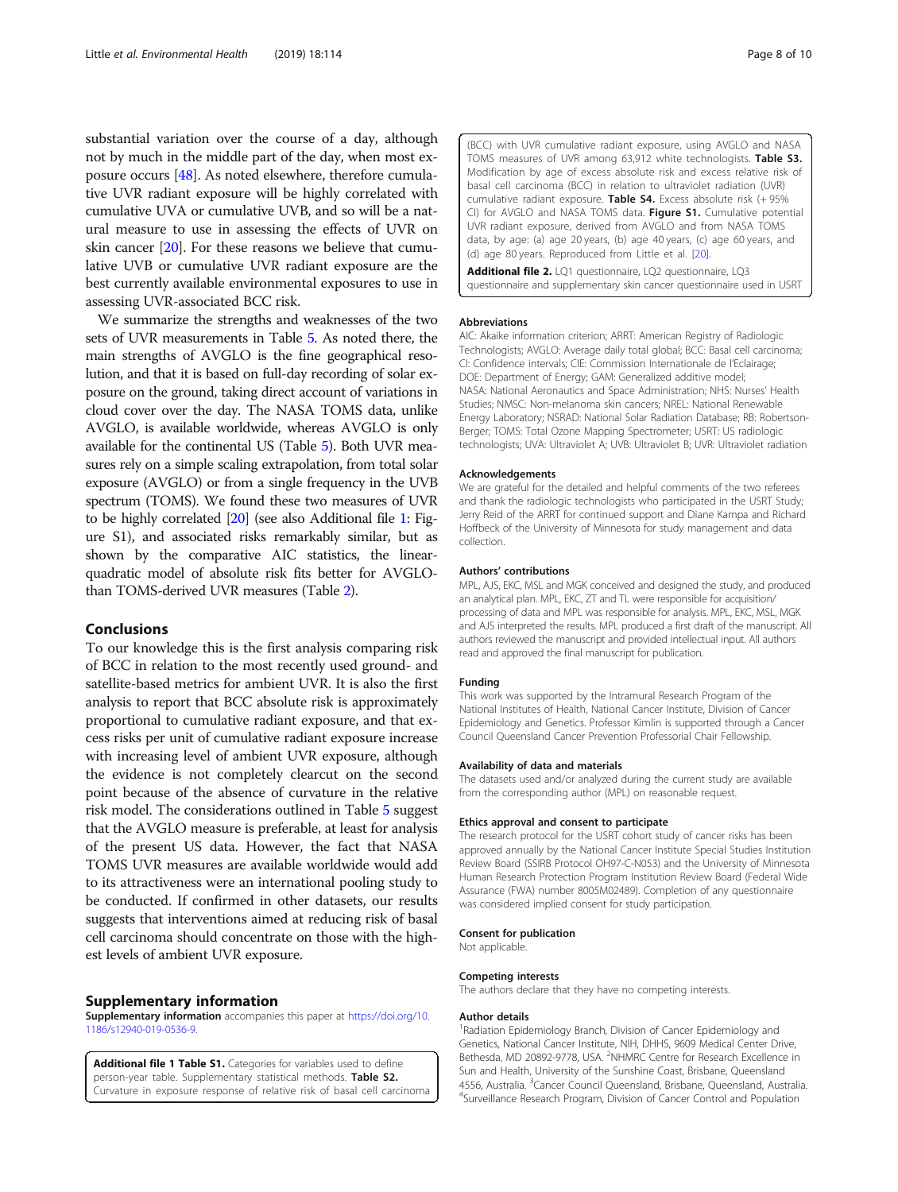substantial variation over the course of a day, although not by much in the middle part of the day, when most exposure occurs [48]. As noted elsewhere, therefore cumulative UVR radiant exposure will be highly correlated with cumulative UVA or cumulative UVB, and so will be a natural measure to use in assessing the effects of UVR on skin cancer [20]. For these reasons we believe that cumulative UVB or cumulative UVR radiant exposure are the best currently available environmental exposures to use in assessing UVR-associated BCC risk.

We summarize the strengths and weaknesses of the two sets of UVR measurements in Table 5. As noted there, the main strengths of AVGLO is the fine geographical resolution, and that it is based on full-day recording of solar exposure on the ground, taking direct account of variations in cloud cover over the day. The NASA TOMS data, unlike AVGLO, is available worldwide, whereas AVGLO is only available for the continental US (Table 5). Both UVR measures rely on a simple scaling extrapolation, from total solar exposure (AVGLO) or from a single frequency in the UVB spectrum (TOMS). We found these two measures of UVR to be highly correlated [20] (see also Additional file 1: Figure S1), and associated risks remarkably similar, but as shown by the comparative AIC statistics, the linear-quadratic model of absolute risk fits better for AVGLO- than TOMS-derived UVR measures (Table 2).

## Conclusions

To our knowledge this is the first analysis comparing risk of BCC in relation to the most recently used ground- and satellite-based metrics for ambient UVR. It is also the first analysis to report that BCC absolute risk is approximately proportional to cumulative radiant exposure, and that excess risks per unit of cumulative radiant exposure increase with increasing level of ambient UVR exposure, although the evidence is not completely clearcut on the second point because of the absence of curvature in the relative risk model. The considerations outlined in Table 5 suggest that the AVGLO measure is preferable, at least for analysis of the present US data. However, the fact that NASA TOMS UVR measures are available worldwide would add to its attractiveness were an international pooling study to be conducted. If confirmed in other datasets, our results suggests that interventions aimed at reducing risk of basal cell carcinoma should concentrate on those with the highest levels of ambient UVR exposure.

## Supplementary information

**Supplementary information** accompanies this paper at https://doi.org/10.1186/s12940-019-0536-9.

**Additional file 1 Table S1.** Categories for variables used to define person-year table. Supplementary statistical methods. **Table S2.** Curvature in exposure response of relative risk of basal cell carcinoma (BCC) with UVR cumulative radiant exposure, using AVGLO and NASA TOMS measures of UVR among 63,912 white technologists. **Table S3.** Modification by age of excess absolute risk and excess relative risk of basal cell carcinoma (BCC) in relation to ultraviolet radiation (UVR) cumulative radiant exposure. **Table S4.** Excess absolute risk (+ 95% CI) for AVGLO and NASA TOMS data. **Figure S1.** Cumulative potential UVR radiant exposure, derived from AVGLO and from NASA TOMS data, by age: (a) age 20 years, (b) age 40 years, (c) age 60 years, and (d) age 80 years. Reproduced from Little et al. [20].

**Additional file 2.** LQ1 questionnaire, LQ2 questionnaire, LQ3 questionnaire and supplementary skin cancer questionnaire used in USRT

### Abbreviations

AIC: Akaike information criterion; ARRT: American Registry of Radiologic Technologists; AVGLO: Average daily total global; BCC: Basal cell carcinoma; CI: Confidence intervals; CIE: Commission Internationale de l'Eclairage; DOE: Department of Energy; GAM: Generalized additive model; NASA: National Aeronautics and Space Administration; NHS: Nurses' Health Studies; NMSC: Non-melanoma skin cancers; NREL: National Renewable Energy Laboratory; NSRAD: National Solar Radiation Database; RB: Robertson-Berger; TOMS: Total Ozone Mapping Spectrometer; USRT: US radiologic technologists; UVA: Ultraviolet A; UVB: Ultraviolet B; UVR: Ultraviolet radiation

### Acknowledgements

We are grateful for the detailed and helpful comments of the two referees and thank the radiologic technologists who participated in the USRT Study; Jerry Reid of the ARRT for continued support and Diane Kampa and Richard Hoffbeck of the University of Minnesota for study management and data collection.

### Authors' contributions

MPL, AJS, EKC, MSL and MGK conceived and designed the study, and produced an analytical plan. MPL, EKC, ZT and TL were responsible for acquisition/processing of data and MPL was responsible for analysis. MPL, EKC, MSL, MGK and AJS interpreted the results. MPL produced a first draft of the manuscript. All authors reviewed the manuscript and provided intellectual input. All authors read and approved the final manuscript for publication.

### Funding

This work was supported by the Intramural Research Program of the National Institutes of Health, National Cancer Institute, Division of Cancer Epidemiology and Genetics. Professor Kimlin is supported through a Cancer Council Queensland Cancer Prevention Professorial Chair Fellowship.

### Availability of data and materials

The datasets used and/or analyzed during the current study are available from the corresponding author (MPL) on reasonable request.

### Ethics approval and consent to participate

The research protocol for the USRT cohort study of cancer risks has been approved annually by the National Cancer Institute Special Studies Institution Review Board (SSIRB Protocol OH97-C-N053) and the University of Minnesota Human Research Protection Program Institution Review Board (Federal Wide Assurance (FWA) number 8005M02489). Completion of any questionnaire was considered implied consent for study participation.

### Consent for publication

Not applicable.

### Competing interests

The authors declare that they have no competing interests.

### Author details

[1]Radiation Epidemiology Branch, Division of Cancer Epidemiology and Genetics, National Cancer Institute, NIH, DHHS, 9609 Medical Center Drive, Bethesda, MD 20892-9778, USA. [2]NHMRC Centre for Research Excellence in Sun and Health, University of the Sunshine Coast, Brisbane, Queensland 4556, Australia. [3]Cancer Council Queensland, Brisbane, Queensland, Australia. [4]Surveillance Research Program, Division of Cancer Control and Population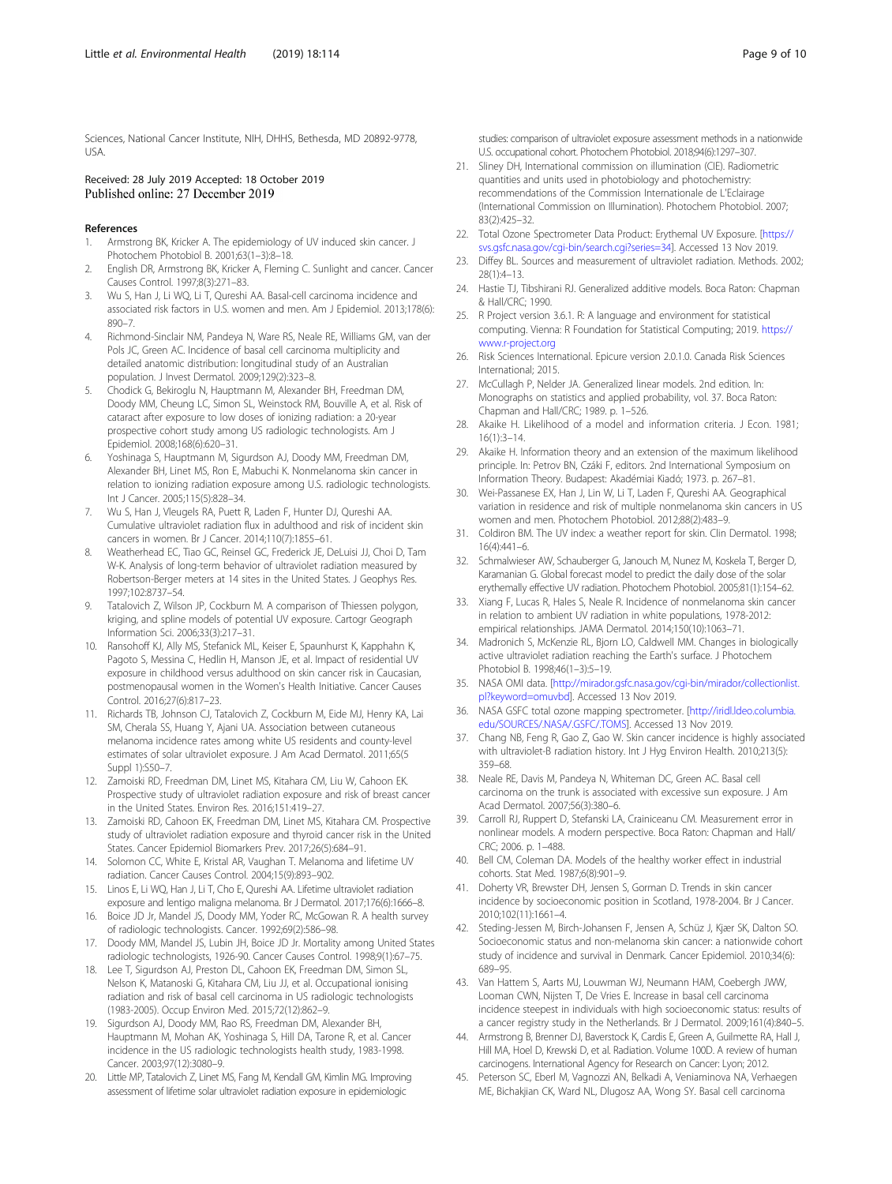Sciences, National Cancer Institute, NIH, DHHS, Bethesda, MD 20892-9778, USA.

Received: 28 July 2019 Accepted: 18 October 2019
Published online: 27 December 2019

## References

1. Armstrong BK, Kricker A. The epidemiology of UV induced skin cancer. J Photochem Photobiol B. 2001;63(1–3):8–18.
2. English DR, Armstrong BK, Kricker A, Fleming C. Sunlight and cancer. Cancer Causes Control. 1997;8(3):271–83.
3. Wu S, Han J, Li WQ, Li T, Qureshi AA. Basal-cell carcinoma incidence and associated risk factors in U.S. women and men. Am J Epidemiol. 2013;178(6):890–7.
4. Richmond-Sinclair NM, Pandeya N, Ware RS, Neale RE, Williams GM, van der Pols JC, Green AC. Incidence of basal cell carcinoma multiplicity and detailed anatomic distribution: longitudinal study of an Australian population. J Invest Dermatol. 2009;129(2):323–8.
5. Chodick G, Bekiroglu N, Hauptmann M, Alexander BH, Freedman DM, Doody MM, Cheung LC, Simon SL, Weinstock RM, Bouville A, et al. Risk of cataract after exposure to low doses of ionizing radiation: a 20-year prospective cohort study among US radiologic technologists. Am J Epidemiol. 2008;168(6):620–31.
6. Yoshinaga S, Hauptmann M, Sigurdson AJ, Doody MM, Freedman DM, Alexander BH, Linet MS, Ron E, Mabuchi K. Nonmelanoma skin cancer in relation to ionizing radiation exposure among U.S. radiologic technologists. Int J Cancer. 2005;115(5):828–34.
7. Wu S, Han J, Vleugels RA, Puett R, Laden F, Hunter DJ, Qureshi AA. Cumulative ultraviolet radiation flux in adulthood and risk of incident skin cancers in women. Br J Cancer. 2014;110(7):1855–61.
8. Weatherhead EC, Tiao GC, Reinsel GC, Frederick JE, DeLuisi JJ, Choi D, Tam W-K. Analysis of long-term behavior of ultraviolet radiation measured by Robertson-Berger meters at 14 sites in the United States. J Geophys Res. 1997;102:8737–54.
9. Tatalovich Z, Wilson JP, Cockburn M. A comparison of Thiessen polygon, kriging, and spline models of potential UV exposure. Cartogr Geograph Information Sci. 2006;33(3):217–31.
10. Ransohoff KJ, Ally MS, Stefanick ML, Keiser E, Spaunhurst K, Kapphahn K, Pagoto S, Messina C, Hedlin H, Manson JE, et al. Impact of residential UV exposure in childhood versus adulthood on skin cancer risk in Caucasian, postmenopausal women in the Women's Health Initiative. Cancer Causes Control. 2016;27(6):817–23.
11. Richards TB, Johnson CJ, Tatalovich Z, Cockburn M, Eide MJ, Henry KA, Lai SM, Cherala SS, Huang Y, Ajani UA. Association between cutaneous melanoma incidence rates among white US residents and county-level estimates of solar ultraviolet exposure. J Am Acad Dermatol. 2011;65(5 Suppl 1):S50–7.
12. Zamoiski RD, Freedman DM, Linet MS, Kitahara CM, Liu W, Cahoon EK. Prospective study of ultraviolet radiation exposure and risk of breast cancer in the United States. Environ Res. 2016;151:419–27.
13. Zamoiski RD, Cahoon EK, Freedman DM, Linet MS, Kitahara CM. Prospective study of ultraviolet radiation exposure and thyroid cancer risk in the United States. Cancer Epidemiol Biomarkers Prev. 2017;26(5):684–91.
14. Solomon CC, White E, Kristal AR, Vaughan T. Melanoma and lifetime UV radiation. Cancer Causes Control. 2004;15(9):893–902.
15. Linos E, Li WQ, Han J, Li T, Cho E, Qureshi AA. Lifetime ultraviolet radiation exposure and lentigo maligna melanoma. Br J Dermatol. 2017;176(6):1666–8.
16. Boice JD Jr, Mandel JS, Doody MM, Yoder RC, McGowan R. A health survey of radiologic technologists. Cancer. 1992;69(2):586–98.
17. Doody MM, Mandel JS, Lubin JH, Boice JD Jr. Mortality among United States radiologic technologists, 1926-90. Cancer Causes Control. 1998;9(1):67–75.
18. Lee T, Sigurdson AJ, Preston DL, Cahoon EK, Freedman DM, Simon SL, Nelson K, Matanoski G, Kitahara CM, Liu JJ, et al. Occupational ionising radiation and risk of basal cell carcinoma in US radiologic technologists (1983-2005). Occup Environ Med. 2015;72(12):862–9.
19. Sigurdson AJ, Doody MM, Rao RS, Freedman DM, Alexander BH, Hauptmann M, Mohan AK, Yoshinaga S, Hill DA, Tarone R, et al. Cancer incidence in the US radiologic technologists health study, 1983-1998. Cancer. 2003;97(12):3080–9.
20. Little MP, Tatalovich Z, Linet MS, Fang M, Kendall GM, Kimlin MG. Improving assessment of lifetime solar ultraviolet radiation exposure in epidemiologic studies: comparison of ultraviolet exposure assessment methods in a nationwide U.S. occupational cohort. Photochem Photobiol. 2018;94(6):1297–307.
21. Sliney DH, International commission on illumination (CIE). Radiometric quantities and units used in photobiology and photochemistry: recommendations of the Commission Internationale de L'Eclairage (International Commission on Illumination). Photochem Photobiol. 2007;83(2):425–32.
22. Total Ozone Spectrometer Data Product: Erythemal UV Exposure. [https://svs.gsfc.nasa.gov/cgi-bin/search.cgi?series=34]. Accessed 13 Nov 2019.
23. Diffey BL. Sources and measurement of ultraviolet radiation. Methods. 2002;28(1):4–13.
24. Hastie TJ, Tibshirani RJ. Generalized additive models. Boca Raton: Chapman & Hall/CRC; 1990.
25. R Project version 3.6.1. R: A language and environment for statistical computing. Vienna: R Foundation for Statistical Computing; 2019. https://www.r-project.org
26. Risk Sciences International. Epicure version 2.0.1.0. Canada Risk Sciences International; 2015.
27. McCullagh P, Nelder JA. Generalized linear models. 2nd edition. In: Monographs on statistics and applied probability, vol. 37. Boca Raton: Chapman and Hall/CRC; 1989. p. 1–526.
28. Akaike H. Likelihood of a model and information criteria. J Econ. 1981;16(1):3–14.
29. Akaike H. Information theory and an extension of the maximum likelihood principle. In: Petrov BN, Czáki F, editors. 2nd International Symposium on Information Theory. Budapest: Akadémiai Kiadó; 1973. p. 267–81.
30. Wei-Passanese EX, Han J, Lin W, Li T, Laden F, Qureshi AA. Geographical variation in residence and risk of multiple nonmelanoma skin cancers in US women and men. Photochem Photobiol. 2012;88(2):483–9.
31. Coldiron BM. The UV index: a weather report for skin. Clin Dermatol. 1998;16(4):441–6.
32. Schmalwieser AW, Schauberger G, Janouch M, Nunez M, Koskela T, Berger D, Karamanian G. Global forecast model to predict the daily dose of the solar erythemally effective UV radiation. Photochem Photobiol. 2005;81(1):154–62.
33. Xiang F, Lucas R, Hales S, Neale R. Incidence of nonmelanoma skin cancer in relation to ambient UV radiation in white populations, 1978-2012: empirical relationships. JAMA Dermatol. 2014;150(10):1063–71.
34. Madronich S, McKenzie RL, Bjorn LO, Caldwell MM. Changes in biologically active ultraviolet radiation reaching the Earth's surface. J Photochem Photobiol B. 1998;46(1–3):5–19.
35. NASA OMI data. [http://mirador.gsfc.nasa.gov/cgi-bin/mirador/collectionlist.pl?keyword=omuvbd]. Accessed 13 Nov 2019.
36. NASA GSFC total ozone mapping spectrometer. [http://iridl.ldeo.columbia.edu/SOURCES/.NASA/.GSFC/.TOMS]. Accessed 13 Nov 2019.
37. Chang NB, Feng R, Gao Z, Gao W. Skin cancer incidence is highly associated with ultraviolet-B radiation history. Int J Hyg Environ Health. 2010;213(5):359–68.
38. Neale RE, Davis M, Pandeya N, Whiteman DC, Green AC. Basal cell carcinoma on the trunk is associated with excessive sun exposure. J Am Acad Dermatol. 2007;56(3):380–6.
39. Carroll RJ, Ruppert D, Stefanski LA, Crainiceanu CM. Measurement error in nonlinear models. A modern perspective. Boca Raton: Chapman and Hall/CRC; 2006. p. 1–488.
40. Bell CM, Coleman DA. Models of the healthy worker effect in industrial cohorts. Stat Med. 1987;6(8):901–9.
41. Doherty VR, Brewster DH, Jensen S, Gorman D. Trends in skin cancer incidence by socioeconomic position in Scotland, 1978-2004. Br J Cancer. 2010;102(11):1661–4.
42. Steding-Jessen M, Birch-Johansen F, Jensen A, Schüz J, Kjær SK, Dalton SO. Socioeconomic status and non-melanoma skin cancer: a nationwide cohort study of incidence and survival in Denmark. Cancer Epidemiol. 2010;34(6):689–95.
43. Van Hattem S, Aarts MJ, Louwman WJ, Neumann HAM, Coebergh JWW, Looman CWN, Nijsten T, De Vries E. Increase in basal cell carcinoma incidence steepest in individuals with high socioeconomic status: results of a cancer registry study in the Netherlands. Br J Dermatol. 2009;161(4):840–5.
44. Armstrong B, Brenner DJ, Baverstock K, Cardis E, Green A, Guilmette RA, Hall J, Hill MA, Hoel D, Krewski D, et al. Radiation. Volume 100D. A review of human carcinogens. International Agency for Research on Cancer: Lyon; 2012.
45. Peterson SC, Eberl M, Vagnozzi AN, Belkadi A, Veniaminova NA, Verhaegen ME, Bichakjian CK, Ward NL, Dlugosz AA, Wong SY. Basal cell carcinoma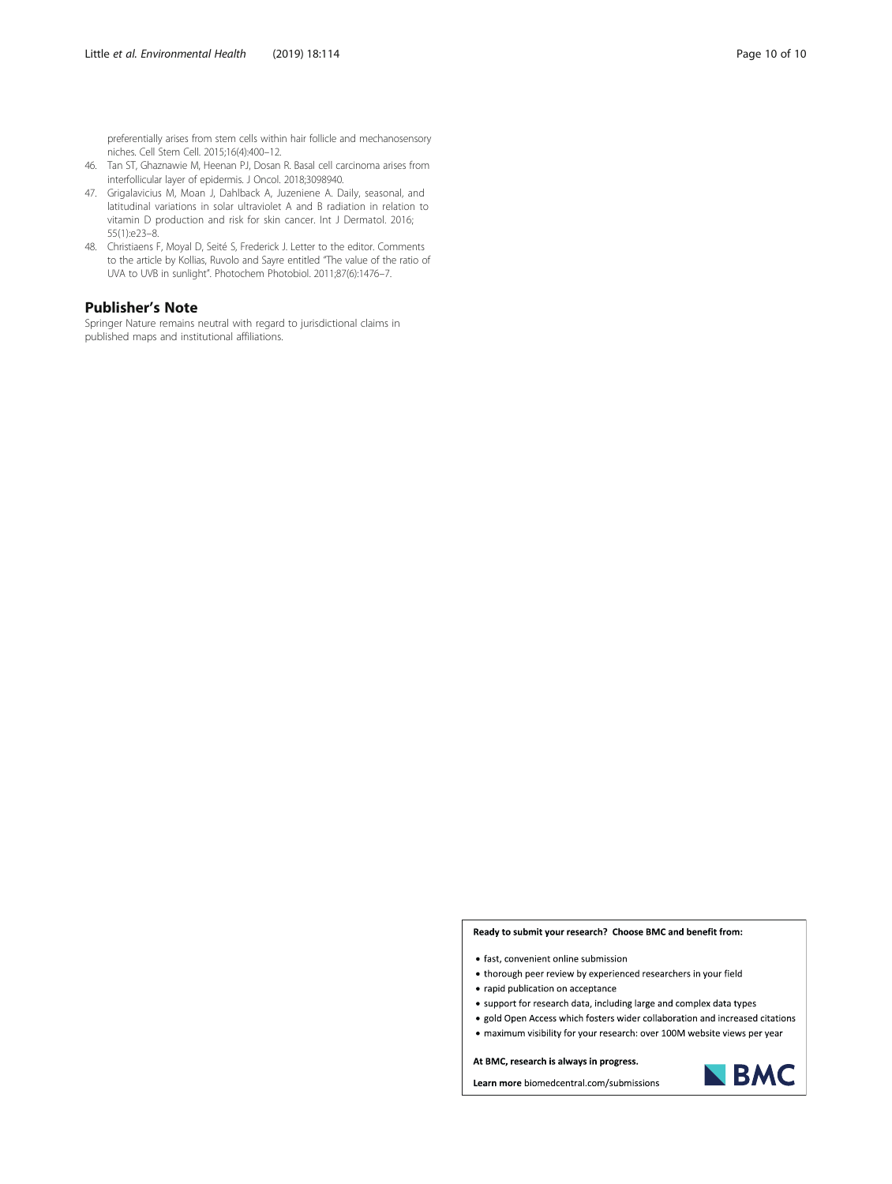preferentially arises from stem cells within hair follicle and mechanosensory niches. Cell Stem Cell. 2015;16(4):400–12.

46. Tan ST, Ghaznawie M, Heenan PJ, Dosan R. Basal cell carcinoma arises from interfollicular layer of epidermis. J Oncol. 2018;3098940.
47. Grigalavicius M, Moan J, Dahlback A, Juzeniene A. Daily, seasonal, and latitudinal variations in solar ultraviolet A and B radiation in relation to vitamin D production and risk for skin cancer. Int J Dermatol. 2016; 55(1):e23–8.
48. Christiaens F, Moyal D, Seité S, Frederick J. Letter to the editor. Comments to the article by Kollias, Ruvolo and Sayre entitled "The value of the ratio of UVA to UVB in sunlight". Photochem Photobiol. 2011;87(6):1476–7.

## Publisher's Note

Springer Nature remains neutral with regard to jurisdictional claims in published maps and institutional affiliations.

**Ready to submit your research? Choose BMC and benefit from:**

- fast, convenient online submission
- thorough peer review by experienced researchers in your field
- rapid publication on acceptance
- support for research data, including large and complex data types
- gold Open Access which fosters wider collaboration and increased citations
- maximum visibility for your research: over 100M website views per year

**At BMC, research is always in progress.**

**Learn more** biomedcentral.com/submissions

BMC